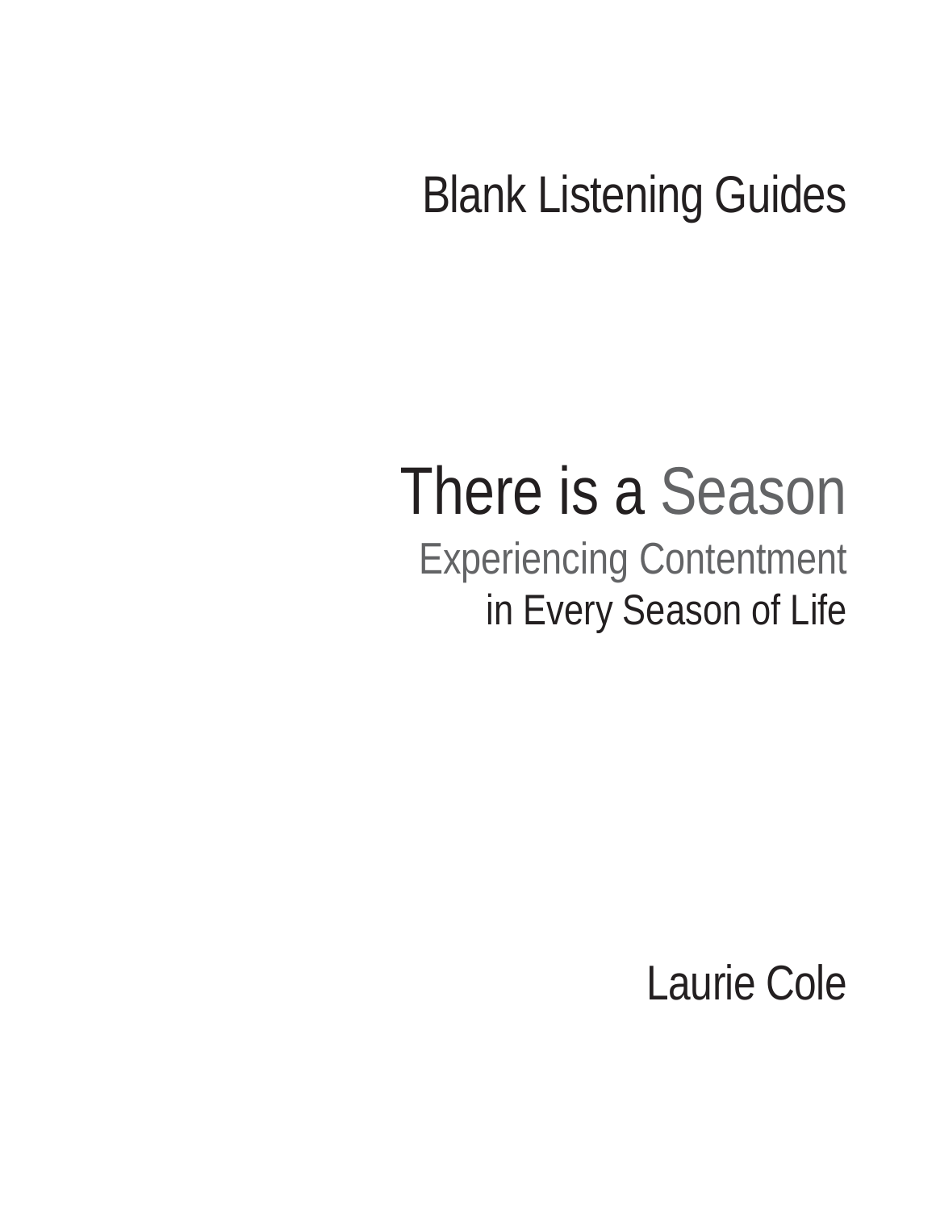# Blank Listening Guides

# There is a Season

## Experiencing Contentment in Every Season of Life

Laurie Cole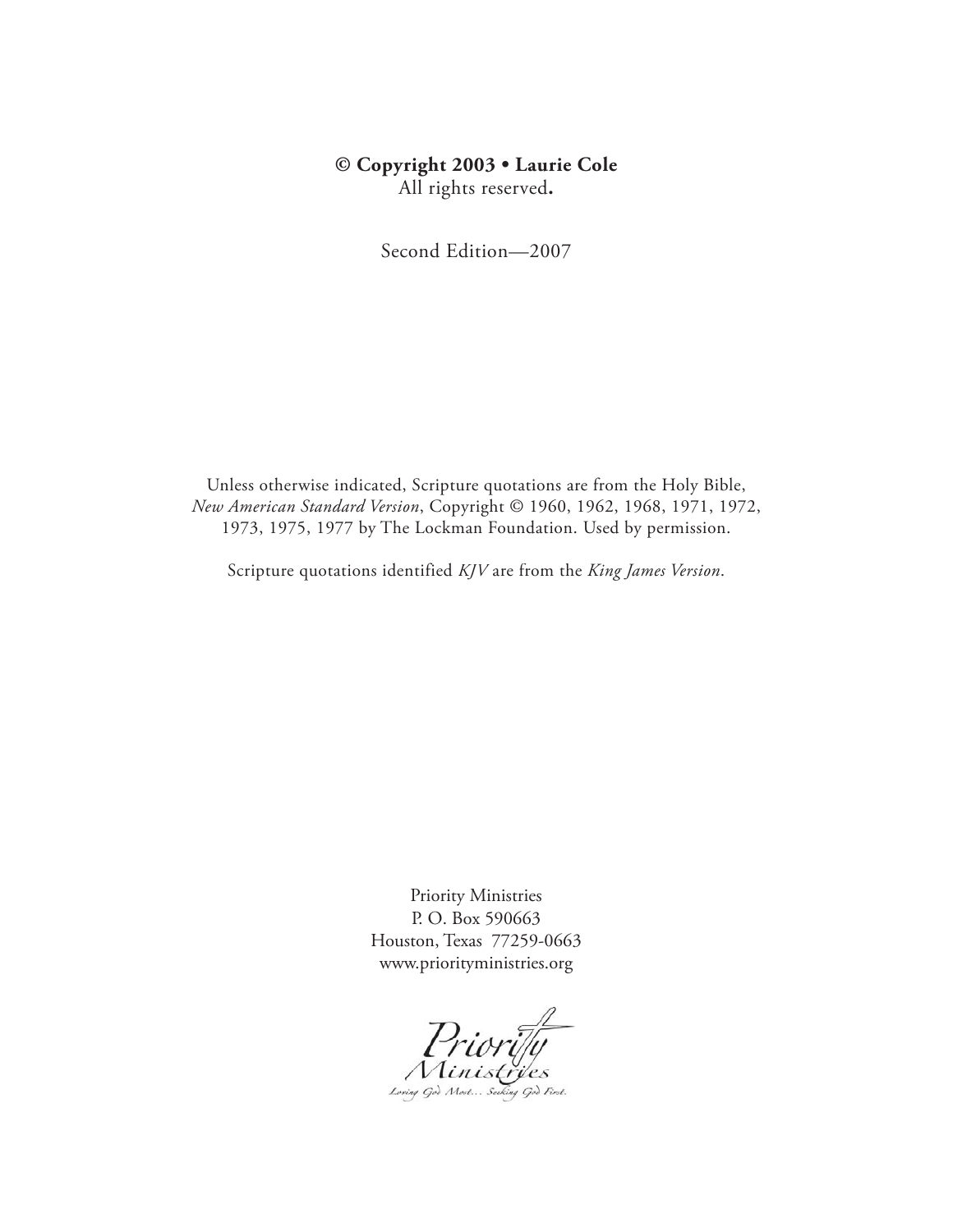**© Copyright 2003 • Laurie Cole**
All rights reserved**.**

Second Edition—2007

Unless otherwise indicated, Scripture quotations are from the Holy Bible, *New American Standard Version*, Copyright © 1960, 1962, 1968, 1971, 1972, 1973, 1975, 1977 by The Lockman Foundation. Used by permission.

Scripture quotations identified *KJV* are from the *King James Version*.

Priority Ministries
P. O. Box 590663
Houston, Texas 77259-0663
www.priorityministries.org

Priority Ministries
Loving God Most... Seeking God First.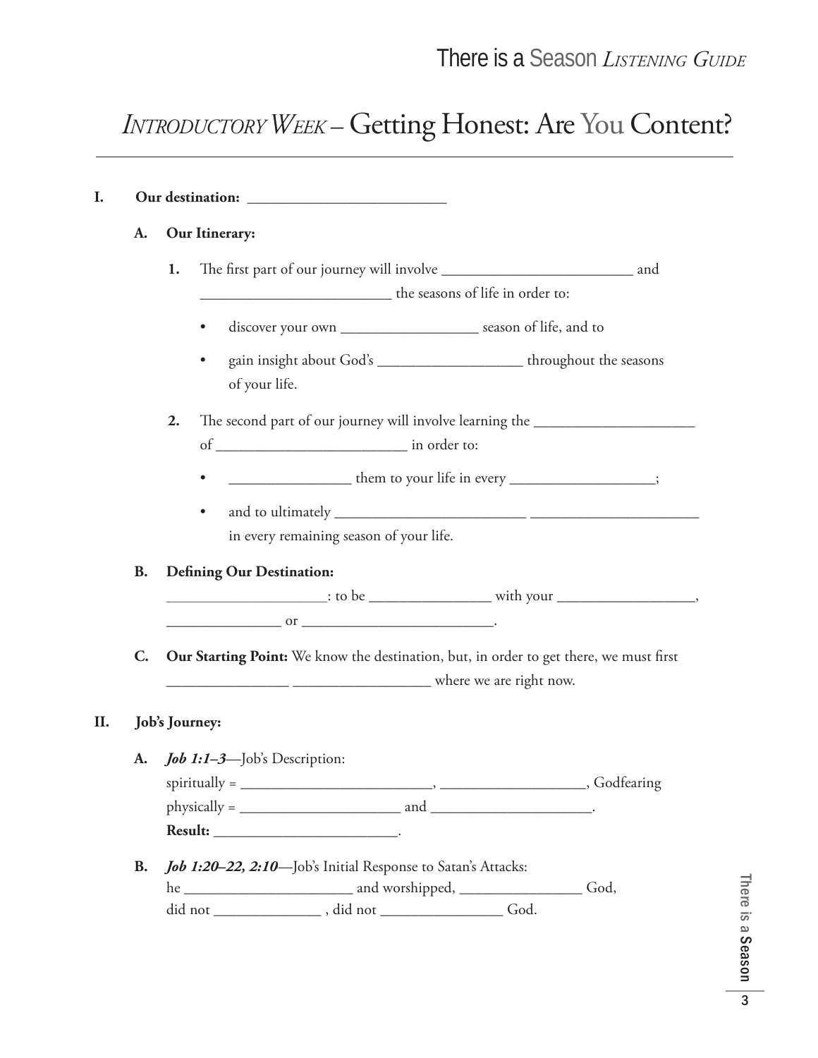# *Introductory Week* – Getting Honest: Are You Content?

**I. Our destination: \_\_\_\_\_\_\_\_\_\_\_\_\_\_\_\_\_\_\_\_\_\_\_\_\_\_**

**A. Our Itinerary:**

1. The first part of our journey will involve \_\_\_\_\_\_\_\_\_\_\_\_\_\_\_\_\_\_\_\_\_\_\_\_\_\_ and \_\_\_\_\_\_\_\_\_\_\_\_\_\_\_\_\_\_\_\_\_\_\_\_\_\_ the seasons of life in order to:
   - discover your own \_\_\_\_\_\_\_\_\_\_\_\_\_\_\_\_\_\_ season of life, and to
   - gain insight about God's \_\_\_\_\_\_\_\_\_\_\_\_\_\_\_\_\_\_\_ throughout the seasons of your life.

2. The second part of our journey will involve learning the \_\_\_\_\_\_\_\_\_\_\_\_\_\_\_\_\_\_\_\_\_ of \_\_\_\_\_\_\_\_\_\_\_\_\_\_\_\_\_\_\_\_\_\_\_\_\_\_ in order to:
   - \_\_\_\_\_\_\_\_\_\_\_\_\_\_\_\_ them to your life in every \_\_\_\_\_\_\_\_\_\_\_\_\_\_\_\_\_\_\_;
   - and to ultimately \_\_\_\_\_\_\_\_\_\_\_\_\_\_\_\_\_\_\_\_\_\_\_\_\_\_ \_\_\_\_\_\_\_\_\_\_\_\_\_\_\_\_\_\_\_\_\_\_\_ in every remaining season of your life.

**B. Defining Our Destination:**

\_\_\_\_\_\_\_\_\_\_\_\_\_\_\_\_\_\_\_\_\_: to be \_\_\_\_\_\_\_\_\_\_\_\_\_\_\_\_ with your \_\_\_\_\_\_\_\_\_\_\_\_\_\_\_\_\_\_, \_\_\_\_\_\_\_\_\_\_\_\_\_\_\_ or \_\_\_\_\_\_\_\_\_\_\_\_\_\_\_\_\_\_\_\_\_\_\_\_\_.

**C. Our Starting Point:** We know the destination, but, in order to get there, we must first \_\_\_\_\_\_\_\_\_\_\_\_\_\_\_\_ \_\_\_\_\_\_\_\_\_\_\_\_\_\_\_\_\_\_ where we are right now.

**II. Job's Journey:**

**A. *Job 1:1–3***—Job's Description:

spiritually = \_\_\_\_\_\_\_\_\_\_\_\_\_\_\_\_\_\_\_\_\_\_\_\_\_\_, \_\_\_\_\_\_\_\_\_\_\_\_\_\_\_\_\_\_\_, Godfearing
physically = \_\_\_\_\_\_\_\_\_\_\_\_\_\_\_\_\_\_\_\_\_\_ and \_\_\_\_\_\_\_\_\_\_\_\_\_\_\_\_\_\_\_\_\_\_.
**Result:** \_\_\_\_\_\_\_\_\_\_\_\_\_\_\_\_\_\_\_\_\_\_\_\_\_.

**B. *Job 1:20–22, 2:10***—Job's Initial Response to Satan's Attacks:

he \_\_\_\_\_\_\_\_\_\_\_\_\_\_\_\_\_\_\_\_\_\_\_ and worshipped, \_\_\_\_\_\_\_\_\_\_\_\_\_\_\_\_ God,
did not \_\_\_\_\_\_\_\_\_\_\_\_\_\_ , did not \_\_\_\_\_\_\_\_\_\_\_\_\_\_\_\_ God.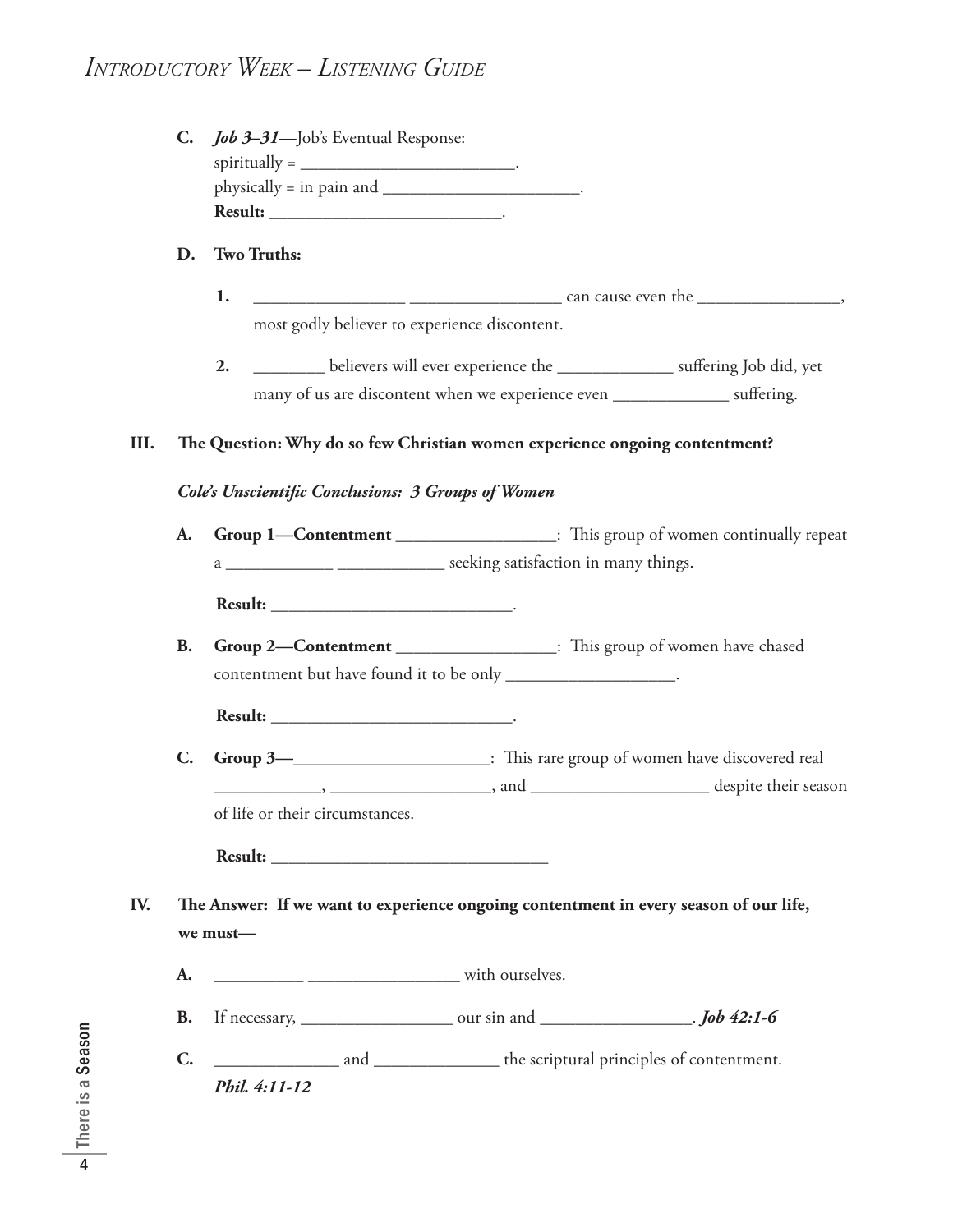**C.** ***Job 3–31***—Job's Eventual Response:
spiritually = ________________________.
physically = in pain and ______________________.
**Result:** __________________________.

**D. Two Truths:**

1. _________________ _________________ can cause even the ________________, most godly believer to experience discontent.

2. ________ believers will ever experience the _____________ suffering Job did, yet many of us are discontent when we experience even _____________ suffering.

**III. The Question: Why do so few Christian women experience ongoing contentment?**

***Cole's Unscientific Conclusions: 3 Groups of Women***

**A. Group 1—Contentment** __________________: This group of women continually repeat a ____________ ____________ seeking satisfaction in many things.

**Result:** ___________________________.

**B. Group 2—Contentment** __________________: This group of women have chased contentment but have found it to be only ___________________.

**Result:** ___________________________.

**C. Group 3—**______________________: This rare group of women have discovered real ____________, __________________, and ____________________ despite their season of life or their circumstances.

**Result:** _______________________________

**IV. The Answer: If we want to experience ongoing contentment in every season of our life, we must—**

**A.** __________ _________________ with ourselves.

**B.** If necessary, _________________ our sin and _________________. ***Job 42:1-6***

**C.** ______________ and ______________ the scriptural principles of contentment. ***Phil. 4:11-12***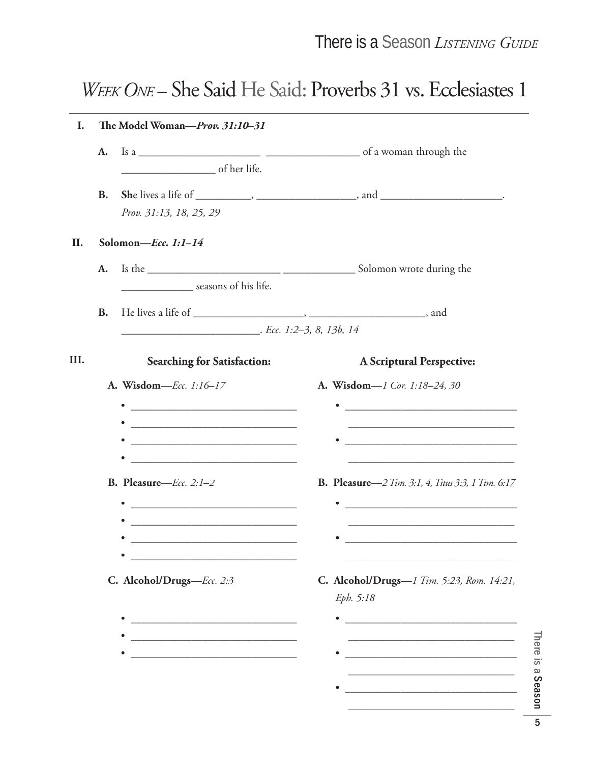# *Week One* – She Said He Said: Proverbs 31 vs. Ecclesiastes 1

**I. The Model Woman—*Prov. 31:10–31***

**A.** Is a ______________________ _________________ of a woman through the _________________ of her life.

**B.** **Sh**e lives a life of __________, __________________, and _______________________. *Prov. 31:13, 18, 25, 29*

**II. Solomon—*Ecc. 1:1–14***

**A.** Is the _________________________ _____________ Solomon wrote during the _____________ seasons of his life.

**B.** He lives a life of ____________________, _____________________, and __________________________. *Ecc. 1:2–3, 8, 13b, 14*

**III.**

**<u>Searching for Satisfaction:</u>**

**A. Wisdom**—*Ecc. 1:16–17*

- ________________________________
- ________________________________
- ________________________________
- ________________________________

**B. Pleasure**—*Ecc. 2:1–2*

- ________________________________
- ________________________________
- ________________________________
- ________________________________

**C. Alcohol/Drugs**—*Ecc. 2:3*

- ________________________________
- ________________________________
- ________________________________

**<u>A Scriptural Perspective:</u>**

**A. Wisdom**—*1 Cor. 1:18–24, 30*

- ________________________________ ________________________________
- ________________________________ ________________________________

**B. Pleasure**—*2 Tim. 3:1, 4, Titus 3:3, 1 Tim. 6:17*

- ________________________________ ________________________________
- ________________________________ ________________________________

**C. Alcohol/Drugs**—*1 Tim. 5:23, Rom. 14:21, Eph. 5:18*

- ________________________________ ________________________________
- ________________________________ ________________________________
- ________________________________ ________________________________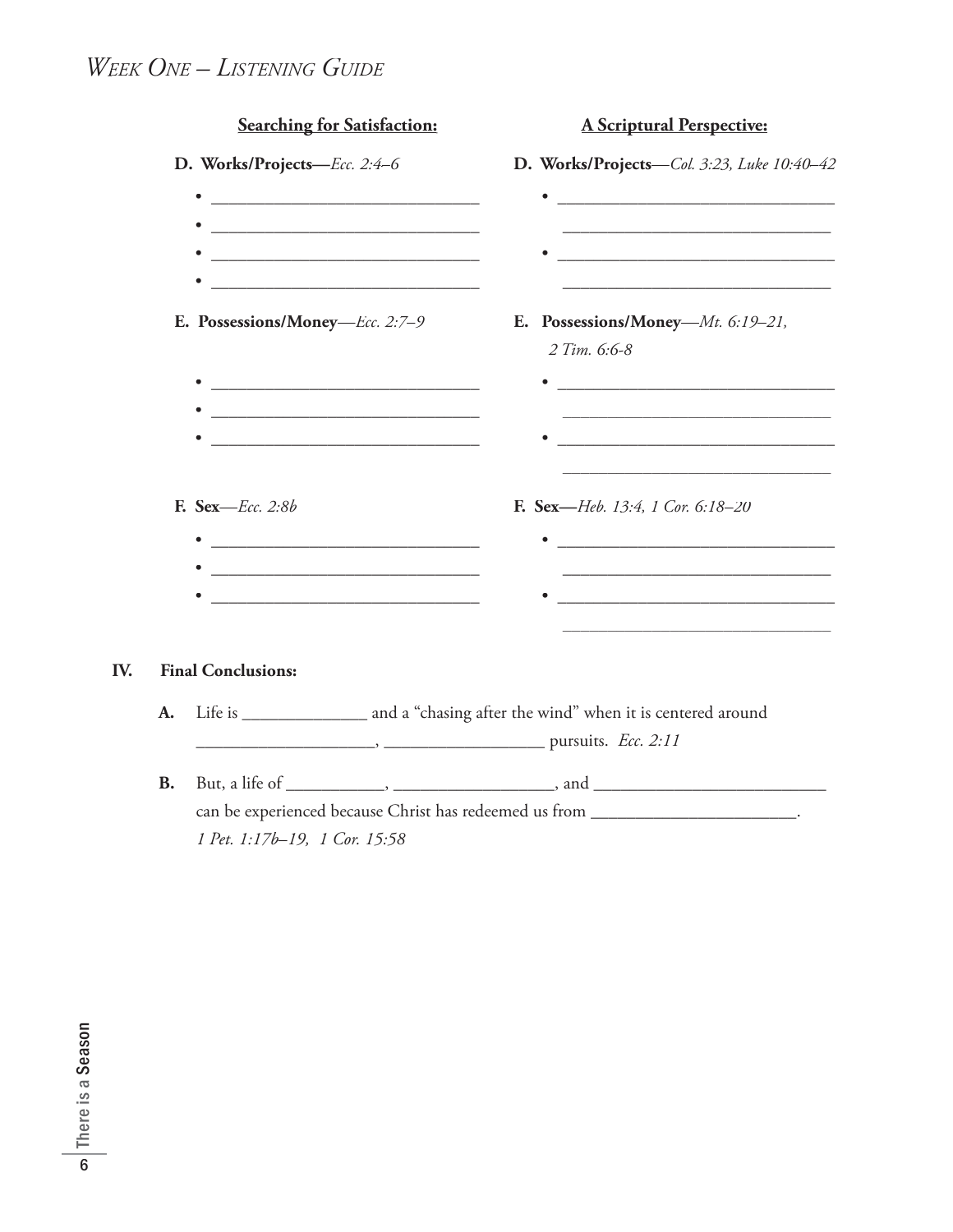## *Week One – Listening Guide*

| **Searching for Satisfaction:** | **A Scriptural Perspective:** |
|---|---|
| **D. Works/Projects**—*Ecc. 2:4–6* | **D. Works/Projects**—*Col. 3:23, Luke 10:40–42* |
| • ____________________ | • ____________________ |
| • ____________________ | ____________________ |
| • ____________________ | • ____________________ |
| • ____________________ | ____________________ |
| **E. Possessions/Money**—*Ecc. 2:7–9* | **E. Possessions/Money**—*Mt. 6:19–21, 2 Tim. 6:6-8* |
| • ____________________ | • ____________________ |
| • ____________________ | ____________________ |
| • ____________________ | • ____________________ |
| | ____________________ |
| **F. Sex**—*Ecc. 2:8b* | **F. Sex**—*Heb. 13:4, 1 Cor. 6:18–20* |
| • ____________________ | • ____________________ |
| • ____________________ | ____________________ |
| • ____________________ | • ____________________ |
| | ____________________ |

**IV. Final Conclusions:**

**A.** Life is ______________ and a "chasing after the wind" when it is centered around ____________________, __________________ pursuits. *Ecc. 2:11*

**B.** But, a life of ___________, __________________, and __________________________ can be experienced because Christ has redeemed us from _______________________. *1 Pet. 1:17b–19, 1 Cor. 15:58*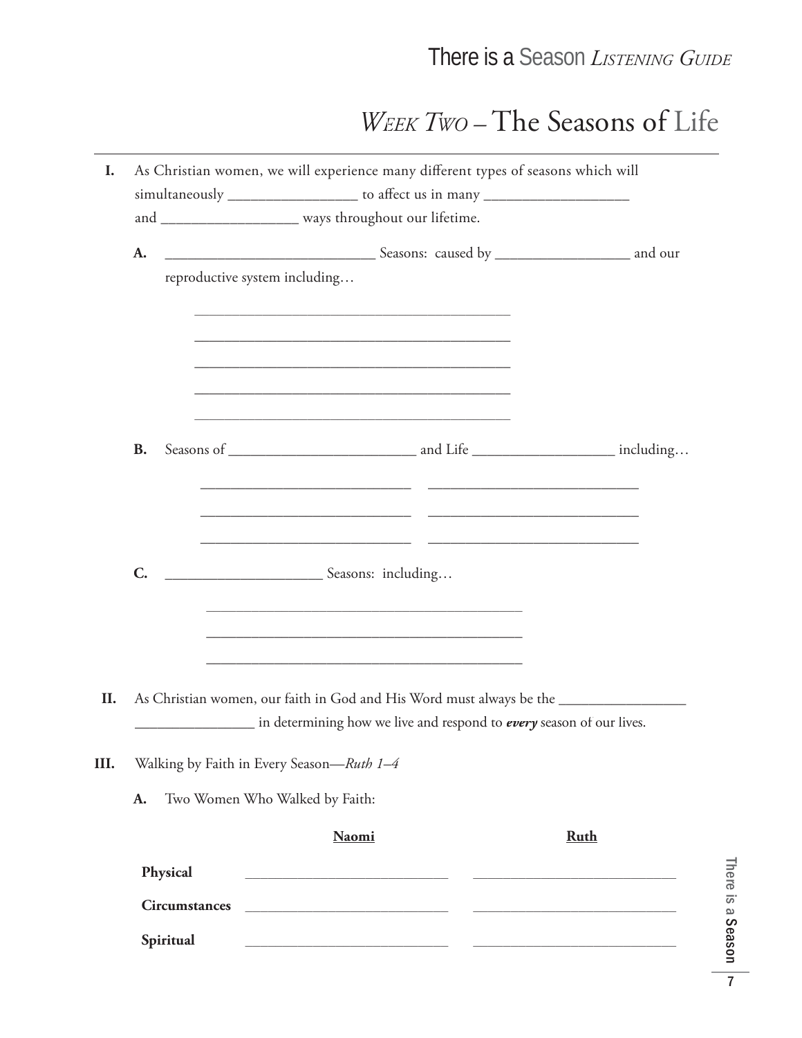# *Week Two* – The Seasons of Life

**I.** As Christian women, we will experience many different types of seasons which will simultaneously _________________ to affect us in many ___________________ and __________________ ways throughout our lifetime.

**A.** ____________________________ Seasons: caused by __________________ and our reproductive system including…

___________________________________________

___________________________________________

___________________________________________

___________________________________________

___________________________________________

**B.** Seasons of _________________________ and Life ___________________ including…

____________________________ ____________________________

____________________________ ____________________________

____________________________ ____________________________

**C.** _____________________ Seasons: including…

___________________________________________

___________________________________________

___________________________________________

**II.** As Christian women, our faith in God and His Word must always be the _________________ ________________ in determining how we live and respond to ***every*** season of our lives.

**III.** Walking by Faith in Every Season—*Ruth 1–4*

**A.** Two Women Who Walked by Faith:

| | **Naomi** | **Ruth** |
|---|---|---|
| **Physical** | ____________________________ | ____________________________ |
| **Circumstances** | ____________________________ | ____________________________ |
| **Spiritual** | ____________________________ | ____________________________ |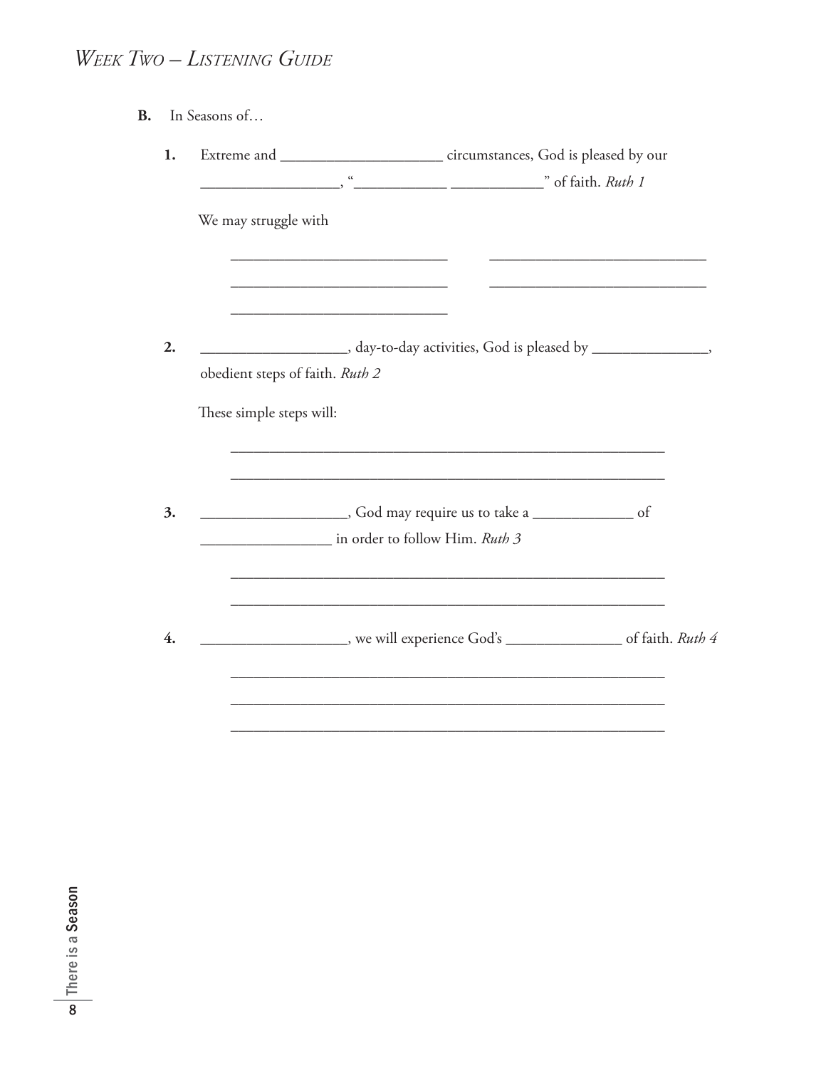## *Week Two – Listening Guide*

**B.** In Seasons of…

**1.** Extreme and ____________________ circumstances, God is pleased by our __________________, "____________ ____________" of faith. *Ruth 1*

We may struggle with

____________________________ ____________________________

____________________________ ____________________________

____________________________

**2.** __________________, day-to-day activities, God is pleased by _______________, obedient steps of faith. *Ruth 2*

These simple steps will:

________________________________________________________

________________________________________________________

**3.** __________________, God may require us to take a _____________ of ________________ in order to follow Him. *Ruth 3*

________________________________________________________

________________________________________________________

**4.** __________________, we will experience God's _______________ of faith. *Ruth 4*

________________________________________________________

________________________________________________________

________________________________________________________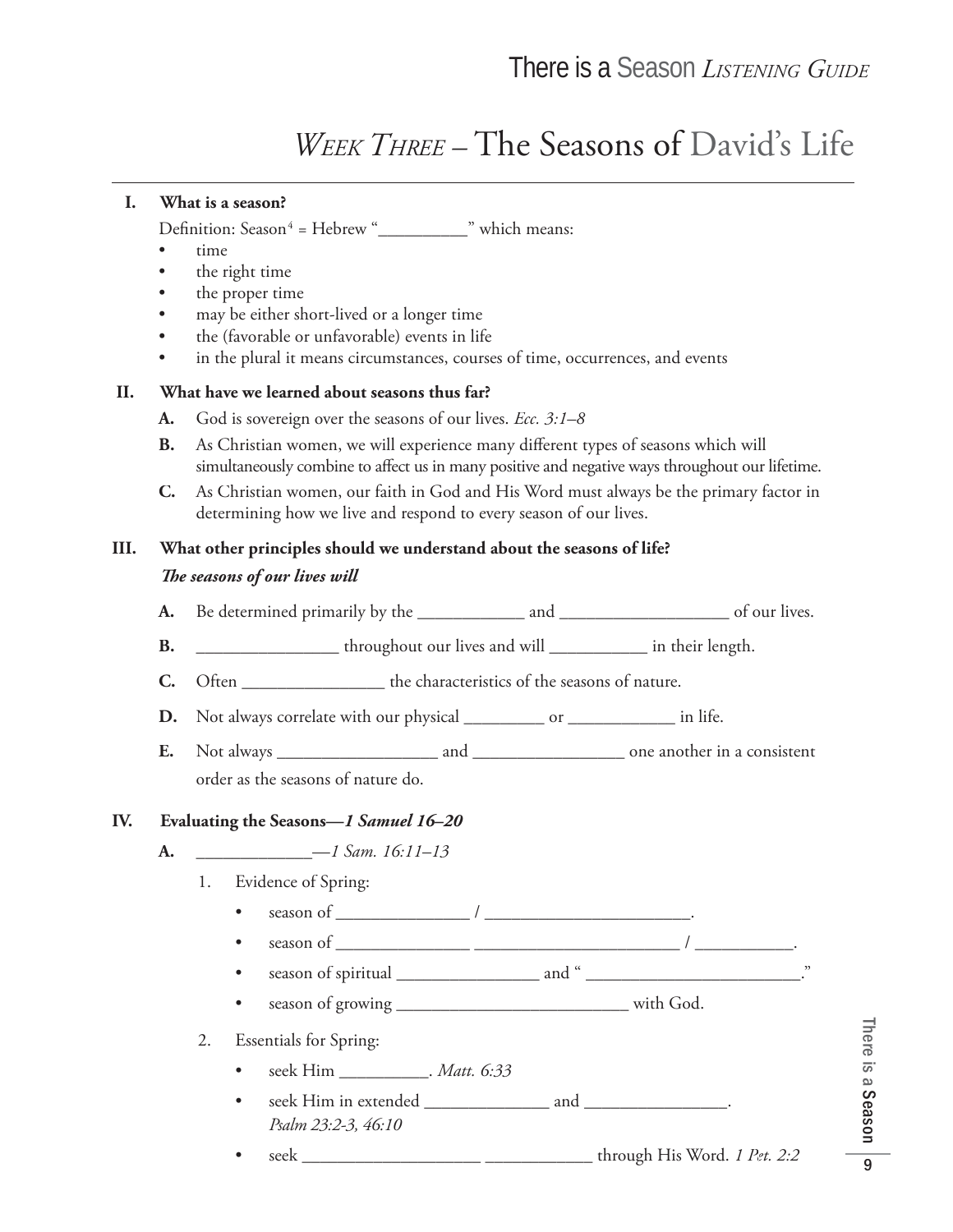# *Week Three* – The Seasons of David's Life

**I. What is a season?**

Definition: Season[4] = Hebrew "__________" which means:

- time
- the right time
- the proper time
- may be either short-lived or a longer time
- the (favorable or unfavorable) events in life
- in the plural it means circumstances, courses of time, occurrences, and events

**II. What have we learned about seasons thus far?**

**A.** God is sovereign over the seasons of our lives. *Ecc. 3:1–8*

**B.** As Christian women, we will experience many different types of seasons which will simultaneously combine to affect us in many positive and negative ways throughout our lifetime.

**C.** As Christian women, our faith in God and His Word must always be the primary factor in determining how we live and respond to every season of our lives.

**III. What other principles should we understand about the seasons of life?**

***The seasons of our lives will***

**A.** Be determined primarily by the ____________ and ___________________ of our lives.

**B.** ________________ throughout our lives and will ___________ in their length.

**C.** Often ________________ the characteristics of the seasons of nature.

**D.** Not always correlate with our physical _________ or ____________ in life.

**E.** Not always __________________ and _________________ one another in a consistent order as the seasons of nature do.

**IV. Evaluating the Seasons—*1 Samuel 16–20***

**A.** _____________—*1 Sam. 16:11–13*

1. Evidence of Spring:
    - season of _______________ / _______________________.
    - season of _______________ _______________________ / ___________.
    - season of spiritual ________________ and " ________________________."
    - season of growing __________________________ with God.
2. Essentials for Spring:
    - seek Him __________. *Matt. 6:33*
    - seek Him in extended ______________ and ________________. *Psalm 23:2-3, 46:10*
    - seek ____________________ ____________ through His Word. *1 Pet. 2:2*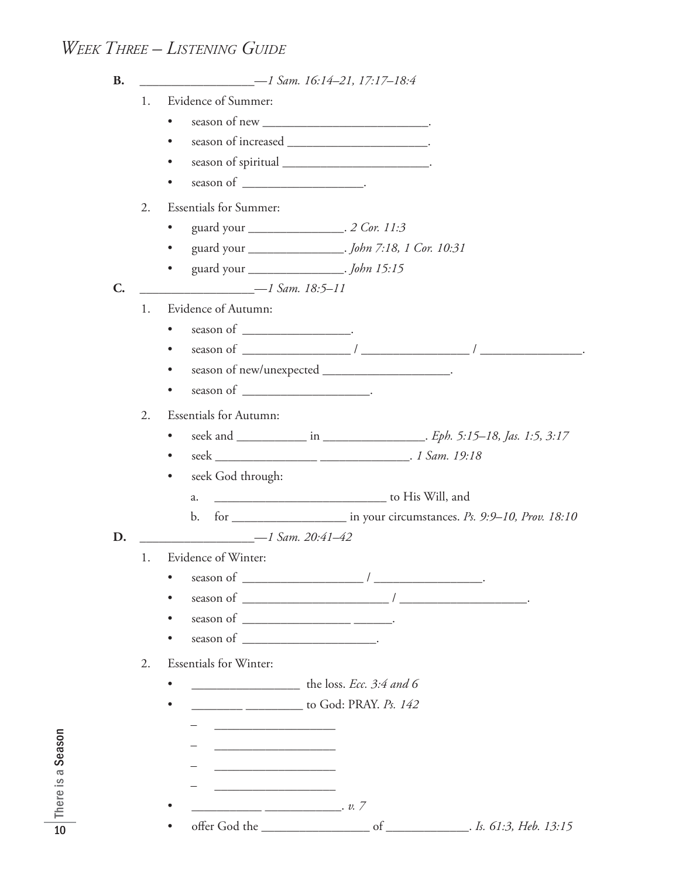# *Week Three – Listening Guide*

**B.** __________________—*1 Sam. 16:14–21, 17:17–18:4*

1. Evidence of Summer:
   - season of new __________________________.
   - season of increased ______________________.
   - season of spiritual _______________________.
   - season of ___________________.
2. Essentials for Summer:
   - guard your _______________. *2 Cor. 11:3*
   - guard your _______________. *John 7:18, 1 Cor. 10:31*
   - guard your _______________. *John 15:15*

**C.** __________________—*1 Sam. 18:5–11*

1. Evidence of Autumn:
   - season of _________________.
   - season of _________________ / _________________ / ________________.
   - season of new/unexpected ____________________.
   - season of ____________________.
2. Essentials for Autumn:
   - seek and ___________ in ________________. *Eph. 5:15–18, Jas. 1:5, 3:17*
   - seek ________________ ______________. *1 Sam. 19:18*
   - seek God through:
     a. ____________________________ to His Will, and
     b. for __________________ in your circumstances. *Ps. 9:9–10, Prov. 18:10*

**D.** __________________—*1 Sam. 20:41–42*

1. Evidence of Winter:
   - season of ___________________ / _________________.
   - season of _______________________ / ____________________.
   - season of _________________ ______.
   - season of _____________________.
2. Essentials for Winter:
   - _________________ the loss. *Ecc. 3:4 and 6*
   - ________ _________ to God: PRAY. *Ps. 142*
     - ___________________
     - ___________________
     - ___________________
     - ___________________
   - ___________ ____________. *v. 7*
   - offer God the _________________ of _____________. *Is. 61:3, Heb. 13:15*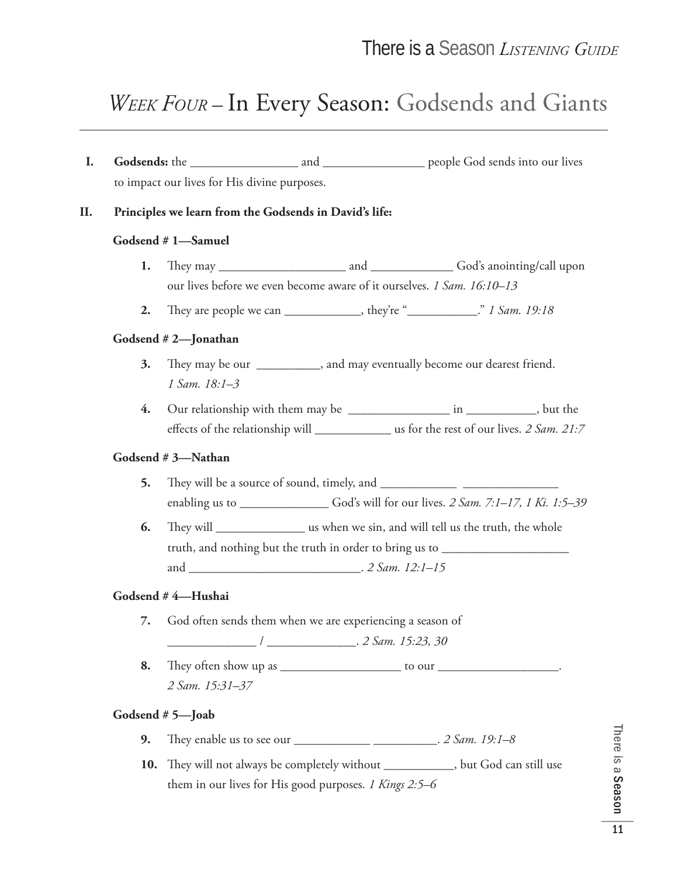# *Week Four* – In Every Season: Godsends and Giants

**I. Godsends:** the _________________ and ________________ people God sends into our lives to impact our lives for His divine purposes.

**II. Principles we learn from the Godsends in David's life:**

**Godsend # 1—Samuel**

1. They may ____________________ and _____________ God's anointing/call upon our lives before we even become aware of it ourselves. *1 Sam. 16:10–13*

2. They are people we can ____________, they're "___________." *1 Sam. 19:18*

**Godsend # 2—Jonathan**

3. They may be our __________, and may eventually become our dearest friend. *1 Sam. 18:1–3*

4. Our relationship with them may be ________________ in ___________, but the effects of the relationship will ____________ us for the rest of our lives. *2 Sam. 21:7*

**Godsend # 3—Nathan**

5. They will be a source of sound, timely, and ____________ _______________ enabling us to ______________ God's will for our lives. *2 Sam. 7:1–17, 1 Ki. 1:5–39*

6. They will ______________ us when we sin, and will tell us the truth, the whole truth, and nothing but the truth in order to bring us to ____________________ and ___________________________. *2 Sam. 12:1–15*

**Godsend # 4—Hushai**

7. God often sends them when we are experiencing a season of ______________ / ______________. *2 Sam. 15:23, 30*

8. They often show up as ___________________ to our ___________________. *2 Sam. 15:31–37*

**Godsend # 5—Joab**

9. They enable us to see our ____________ __________. *2 Sam. 19:1–8*

10. They will not always be completely without ___________, but God can still use them in our lives for His good purposes. *1 Kings 2:5–6*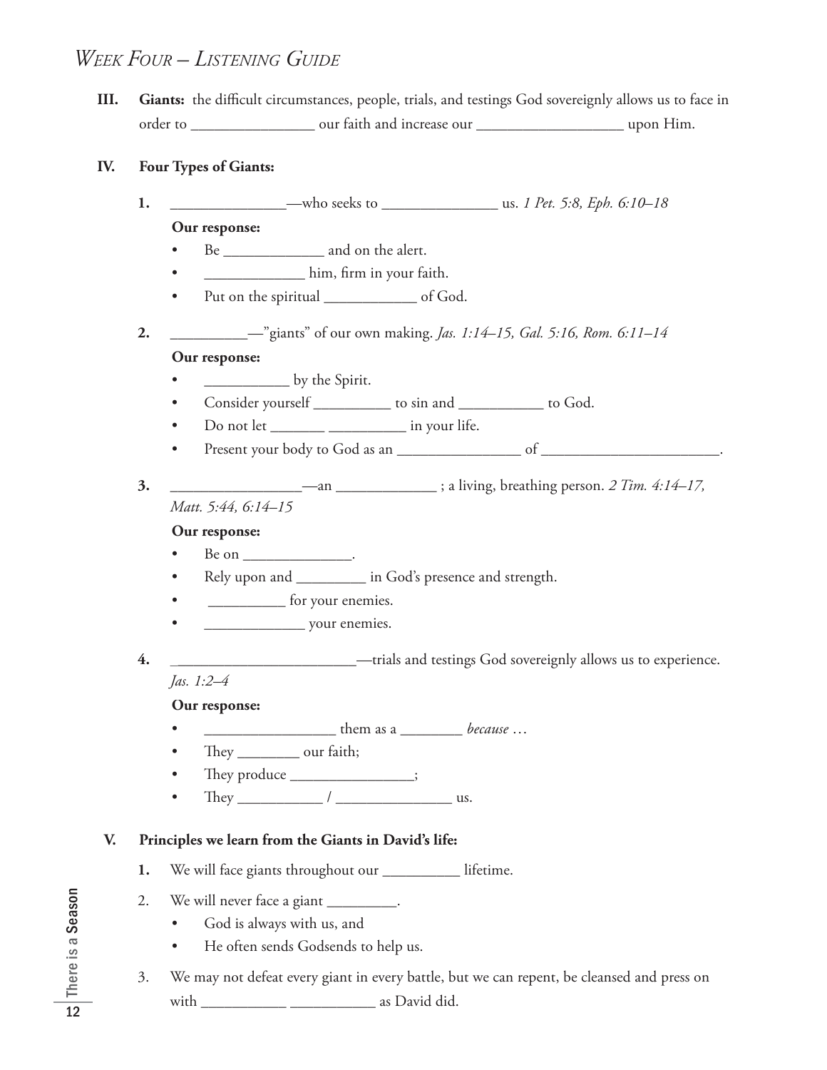## *Week Four – Listening Guide*

**III.** **Giants:** the difficult circumstances, people, trials, and testings God sovereignly allows us to face in order to _______________ our faith and increase our __________________ upon Him.

**IV.** **Four Types of Giants:**

**1.** _______________—who seeks to _______________ us. *1 Pet. 5:8, Eph. 6:10–18*

**Our response:**

- Be _____________ and on the alert.
- _____________ him, firm in your faith.
- Put on the spiritual ____________ of God.

**2.** __________—"giants" of our own making. *Jas. 1:14–15, Gal. 5:16, Rom. 6:11–14*

**Our response:**

- ___________ by the Spirit.
- Consider yourself __________ to sin and ___________ to God.
- Do not let _______ __________ in your life.
- Present your body to God as an ________________ of _______________________.

**3.** _________________—an _____________ ; a living, breathing person. *2 Tim. 4:14–17, Matt. 5:44, 6:14–15*

**Our response:**

- Be on ______________.
- Rely upon and _________ in God's presence and strength.
- __________ for your enemies.
- _____________ your enemies.

**4.** ________________________—trials and testings God sovereignly allows us to experience. *Jas. 1:2–4*

**Our response:**

- _________________ them as a ________ *because …*
- They ________ our faith;
- They produce ________________;
- They ___________ / _______________ us.

**V.** **Principles we learn from the Giants in David's life:**

**1.** We will face giants throughout our __________ lifetime.

2. We will never face a giant _________.
   - God is always with us, and
   - He often sends Godsends to help us.

3. We may not defeat every giant in every battle, but we can repent, be cleansed and press on with ___________ ___________ as David did.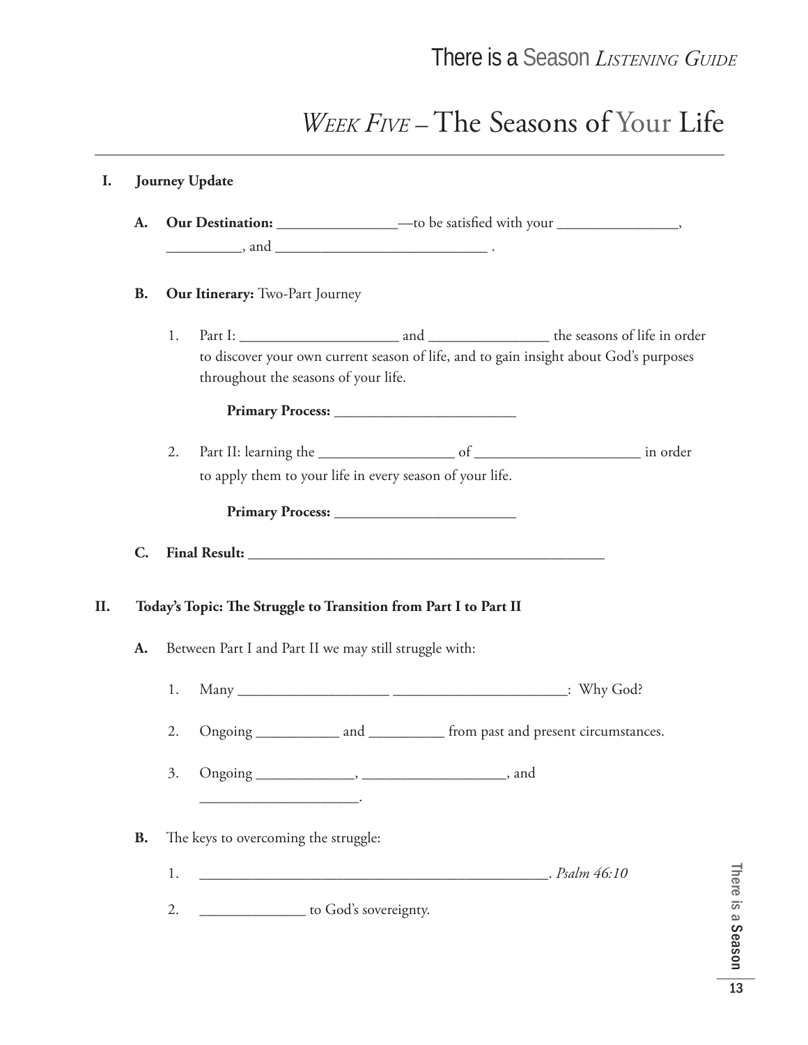# *Week Five* – The Seasons of Your Life

**I. Journey Update**

**A. Our Destination:** ________________—to be satisfied with your ________________, __________, and ____________________________ .

**B. Our Itinerary:** Two-Part Journey

1. Part I: _____________________ and ________________ the seasons of life in order to discover your own current season of life, and to gain insight about God's purposes throughout the seasons of your life.

   **Primary Process:** ________________________

2. Part II: learning the __________________ of ______________________ in order to apply them to your life in every season of your life.

   **Primary Process:** ________________________

**C. Final Result:** _______________________________________________

**II. Today's Topic: The Struggle to Transition from Part I to Part II**

**A.** Between Part I and Part II we may still struggle with:

1. Many ____________________ _______________________: Why God?

2. Ongoing ___________ and __________ from past and present circumstances.

3. Ongoing _____________, ___________________, and _____________________.

**B.** The keys to overcoming the struggle:

1. _______________________________________________. *Psalm 46:10*

2. ______________ to God's sovereignty.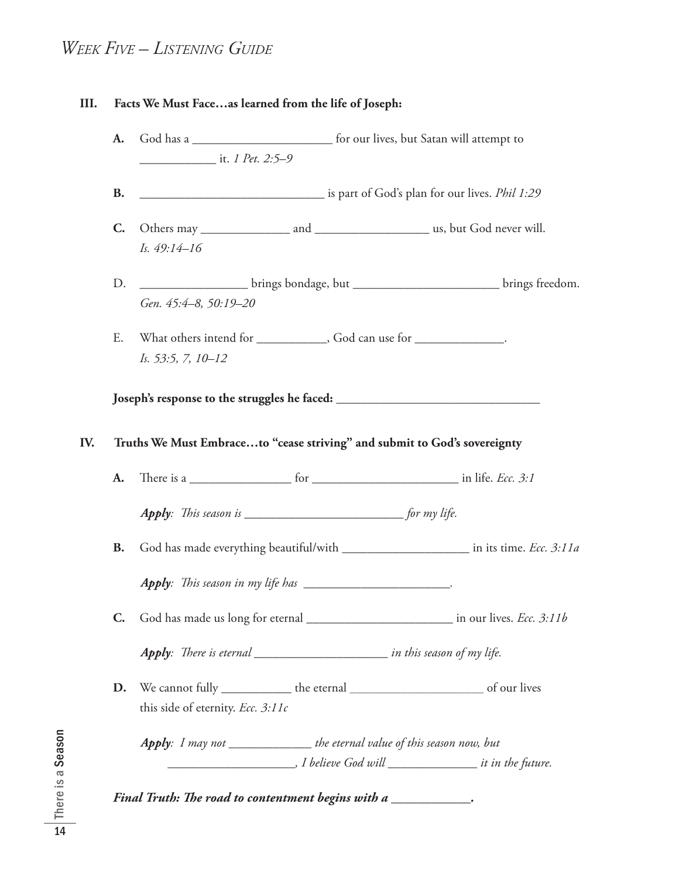# *Week Five – Listening Guide*

**III. Facts We Must Face…as learned from the life of Joseph:**

**A.** God has a ______________________ for our lives, but Satan will attempt to ____________ it. *1 Pet. 2:5–9*

**B.** _____________________________ is part of God's plan for our lives. *Phil 1:29*

**C.** Others may ______________ and __________________ us, but God never will. *Is. 49:14–16*

D. _________________ brings bondage, but _______________________ brings freedom. *Gen. 45:4–8, 50:19–20*

E. What others intend for ___________, God can use for ______________. *Is. 53:5, 7, 10–12*

**Joseph's response to the struggles he faced: ________________________________**

**IV. Truths We Must Embrace…to "cease striving" and submit to God's sovereignty**

**A.** There is a ________________ for _______________________ in life. *Ecc. 3:1*

***Apply**: This season is _________________________ for my life.*

**B.** God has made everything beautiful/with ____________________ in its time. *Ecc. 3:11a*

***Apply**: This season in my life has _______________________.*

**C.** God has made us long for eternal _______________________ in our lives. *Ecc. 3:11b*

***Apply**: There is eternal _____________________ in this season of my life.*

**D.** We cannot fully ___________ the eternal _____________________ of our lives this side of eternity. *Ecc. 3:11c*

***Apply**: I may not _____________ the eternal value of this season now, but ____________________, I believe God will ______________ it in the future.*

***Final Truth: The road to contentment begins with a ____________.***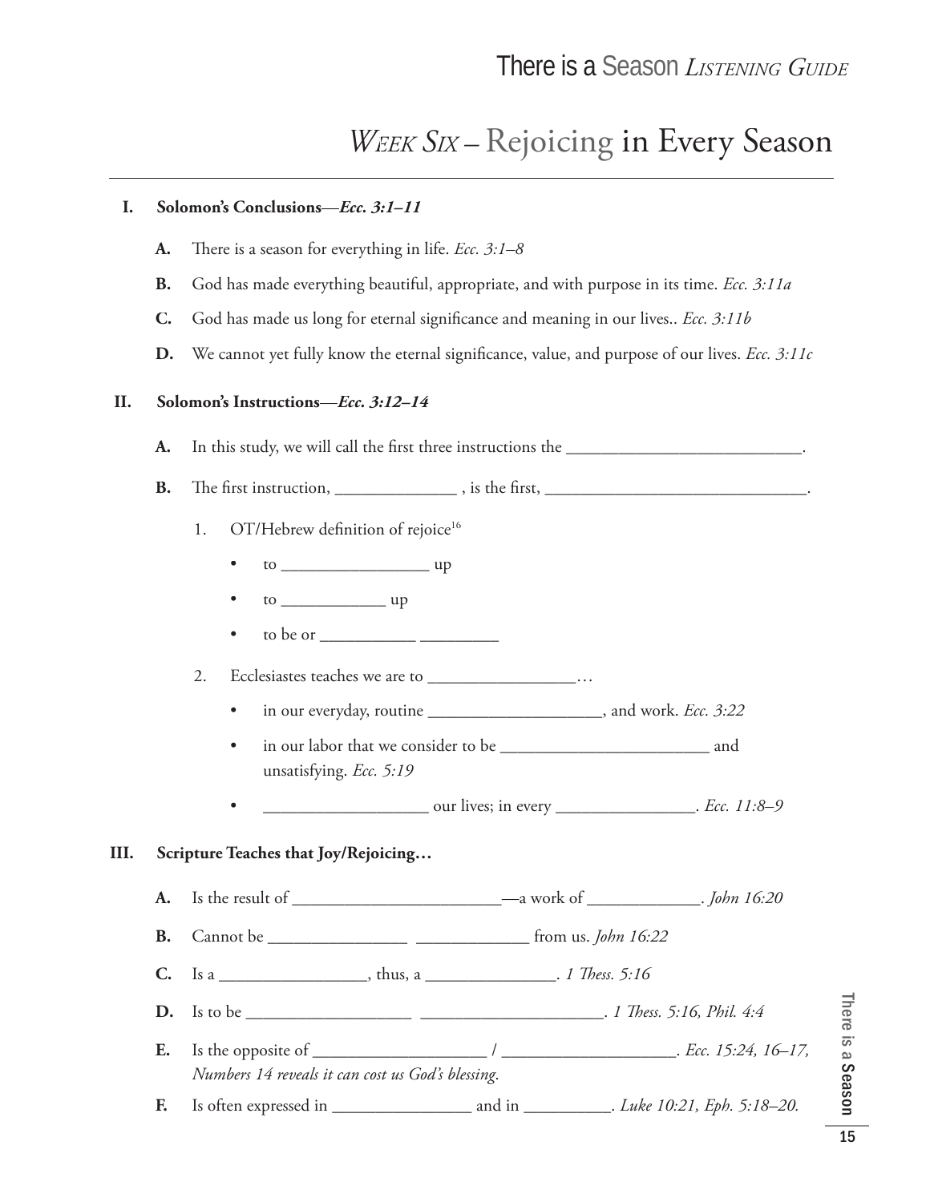# *Week Six* – Rejoicing in Every Season

**I. Solomon's Conclusions—*Ecc. 3:1–11***

**A.** There is a season for everything in life. *Ecc. 3:1–8*

**B.** God has made everything beautiful, appropriate, and with purpose in its time. *Ecc. 3:11a*

**C.** God has made us long for eternal significance and meaning in our lives.. *Ecc. 3:11b*

**D.** We cannot yet fully know the eternal significance, value, and purpose of our lives. *Ecc. 3:11c*

**II. Solomon's Instructions—*Ecc. 3:12–14***

**A.** In this study, we will call the first three instructions the ___________________________.

**B.** The first instruction, ______________ , is the first, _____________________________.

1. OT/Hebrew definition of rejoice[16]
   - to _________________ up
   - to ____________ up
   - to be or ___________ _________
2. Ecclesiastes teaches we are to _________________…
   - in our everyday, routine ____________________, and work. *Ecc. 3:22*
   - in our labor that we consider to be ________________________ and unsatisfying. *Ecc. 5:19*
   - ___________________ our lives; in every ________________. *Ecc. 11:8–9*

**III. Scripture Teaches that Joy/Rejoicing…**

**A.** Is the result of ________________________—a work of _____________. *John 16:20*

**B.** Cannot be ________________ _____________ from us. *John 16:22*

**C.** Is a _________________, thus, a _______________. *1 Thess. 5:16*

**D.** Is to be ___________________ _____________________. *1 Thess. 5:16, Phil. 4:4*

**E.** Is the opposite of ____________________ / ____________________. *Ecc. 15:24, 16–17, Numbers 14 reveals it can cost us God's blessing.*

**F.** Is often expressed in ________________ and in __________. *Luke 10:21, Eph. 5:18–20.*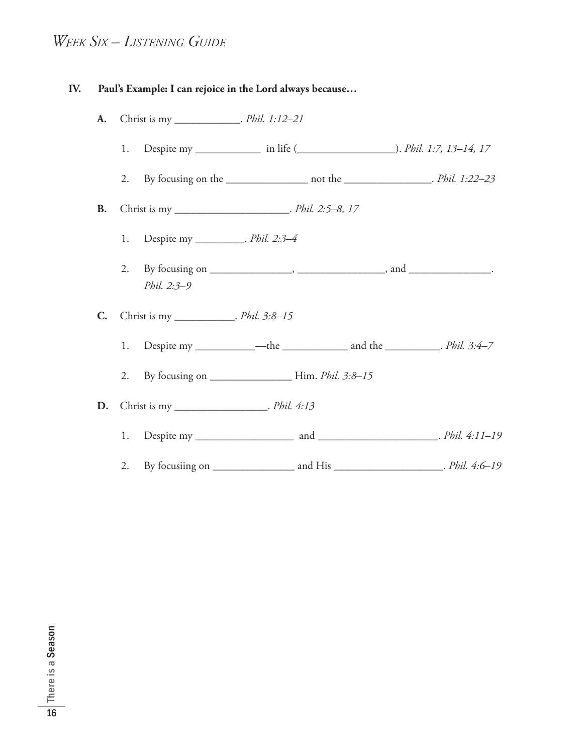# *Week Six – Listening Guide*

**IV. Paul's Example: I can rejoice in the Lord always because…**

**A.** Christ is my ____________. *Phil. 1:12–21*

1. Despite my ____________ in life (__________________). *Phil. 1:7, 13–14, 17*

2. By focusing on the _______________ not the ________________. *Phil. 1:22–23*

**B.** Christ is my _____________________. *Phil. 2:5–8, 17*

1. Despite my _________. *Phil. 2:3–4*

2. By focusing on _______________, ________________, and _______________. *Phil. 2:3–9*

**C.** Christ is my ___________. *Phil. 3:8–15*

1. Despite my ___________—the ____________ and the __________. *Phil. 3:4–7*

2. By focusing on _______________ Him. *Phil. 3:8–15*

**D.** Christ is my _________________. *Phil. 4:13*

1. Despite my __________________ and ______________________. *Phil. 4:11–19*

2. By focusiing on _______________ and His ____________________. *Phil. 4:6–19*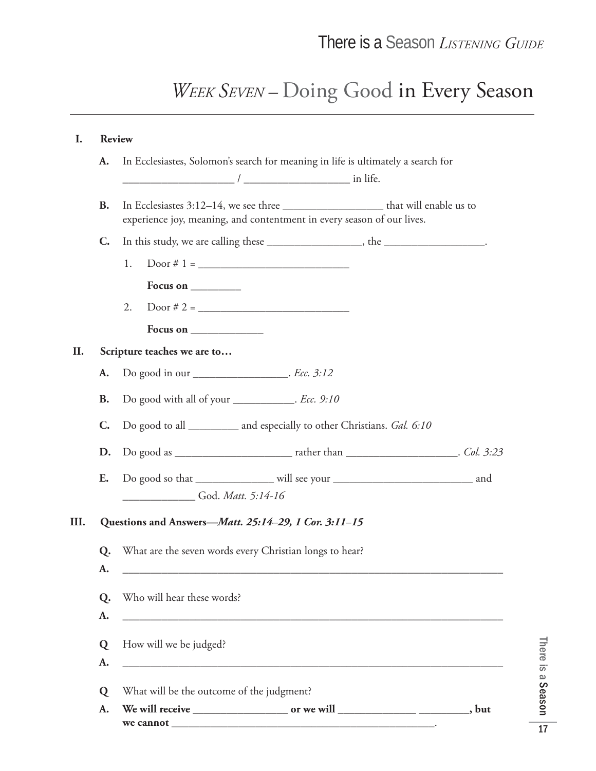# *Week Seven* – Doing Good in Every Season

**I. Review**

**A.** In Ecclesiastes, Solomon's search for meaning in life is ultimately a search for ____________________ / ___________________ in life.

**B.** In Ecclesiastes 3:12–14, we see three __________________ that will enable us to experience joy, meaning, and contentment in every season of our lives.

**C.** In this study, we are calling these _________________, the __________________.

1. Door # 1 = ___________________________

   **Focus on** _________

2. Door # 2 = ___________________________

   **Focus on** _____________

**II. Scripture teaches we are to…**

**A.** Do good in our _________________. *Ecc. 3:12*

**B.** Do good with all of your ___________. *Ecc. 9:10*

**C.** Do good to all _________ and especially to other Christians. *Gal. 6:10*

**D.** Do good as _____________________ rather than ____________________. *Col. 3:23*

**E.** Do good so that ______________ will see your _________________________ and _____________ God. *Matt. 5:14-16*

**III. Questions and Answers—*Matt. 25:14–29, 1 Cor. 3:11–15***

**Q.** What are the seven words every Christian longs to hear?
**A.** ___________________________________________________________________________

**Q.** Who will hear these words?
**A.** ___________________________________________________________________________

**Q** How will we be judged?
**A.** ___________________________________________________________________________

**Q** What will be the outcome of the judgment?
**A.** **We will receive __________________ or we will ______________ _________, but we cannot __________________________________________________.**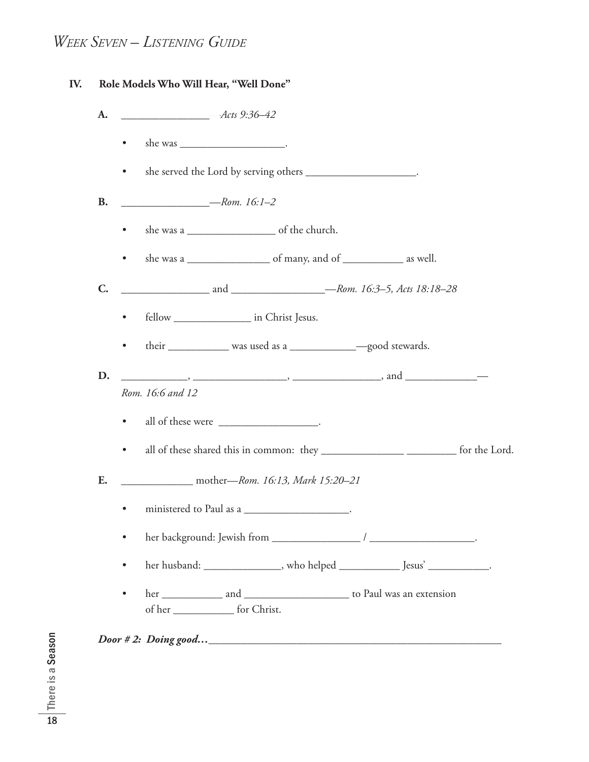# *Week Seven – Listening Guide*

## IV. Role Models Who Will Hear, "Well Done"

**A.** ________________ *Acts 9:36–42*

- she was ___________________.
- she served the Lord by serving others ____________________.

**B.** ________________—*Rom. 16:1–2*

- she was a ________________ of the church.
- she was a _______________ of many, and of ___________ as well.

**C.** ________________ and _________________—*Rom. 16:3–5, Acts 18:18–28*

- fellow ______________ in Christ Jesus.
- their ___________ was used as a ____________—good stewards.

**D.** ____________, _________________, ________________, and _____________—
*Rom. 16:6 and 12*

- all of these were __________________.
- all of these shared this in common: they _______________ _________ for the Lord.

**E.** _____________ mother—*Rom. 16:13, Mark 15:20–21*

- ministered to Paul as a ___________________.
- her background: Jewish from ________________ / ___________________.
- her husband: ______________, who helped ___________ Jesus' ___________.
- her ___________ and ___________________ to Paul was an extension of her ___________ for Christ.

***Door # 2: Doing good…*** _______________________________________________________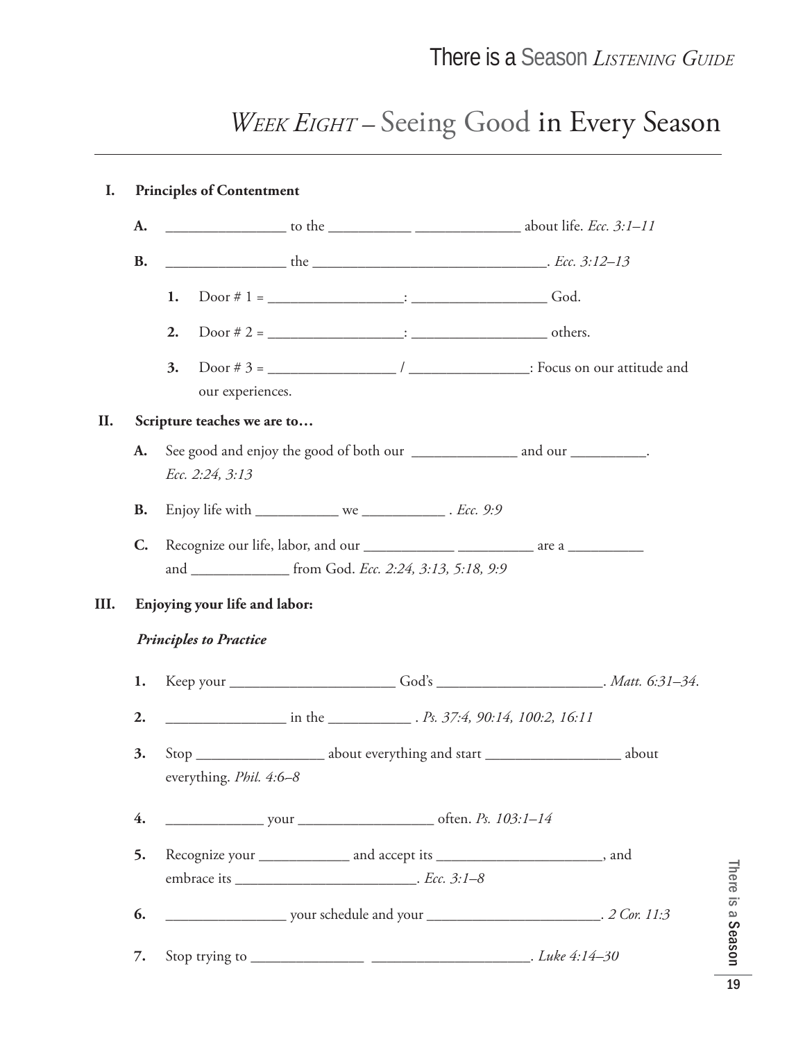# *Week Eight* – Seeing Good in Every Season

**I. Principles of Contentment**

**A.** ________________ to the ___________ ______________ about life. *Ecc. 3:1–11*

**B.** ________________ the ________________________________. *Ecc. 3:12–13*

**1.** Door # 1 = __________________: __________________ God.

**2.** Door # 2 = __________________: __________________ others.

**3.** Door # 3 = _________________ / ________________: Focus on our attitude and our experiences.

**II. Scripture teaches we are to…**

**A.** See good and enjoy the good of both our ______________ and our __________. *Ecc. 2:24, 3:13*

**B.** Enjoy life with ___________ we ___________ . *Ecc. 9:9*

**C.** Recognize our life, labor, and our ____________ __________ are a __________ and _____________ from God. *Ecc. 2:24, 3:13, 5:18, 9:9*

**III. Enjoying your life and labor:**

***Principles to Practice***

**1.** Keep your ______________________ God's ______________________. *Matt. 6:31–34*.

**2.** ________________ in the ___________ . *Ps. 37:4, 90:14, 100:2, 16:11*

**3.** Stop _________________ about everything and start __________________ about everything. *Phil. 4:6–8*

**4.** _____________ your _________________ often. *Ps. 103:1–14*

**5.** Recognize your ____________ and accept its ______________________, and embrace its ________________________. *Ecc. 3:1–8*

**6.** ________________ your schedule and your _______________________. *2 Cor. 11:3*

**7.** Stop trying to _______________ _____________________. *Luke 4:14–30*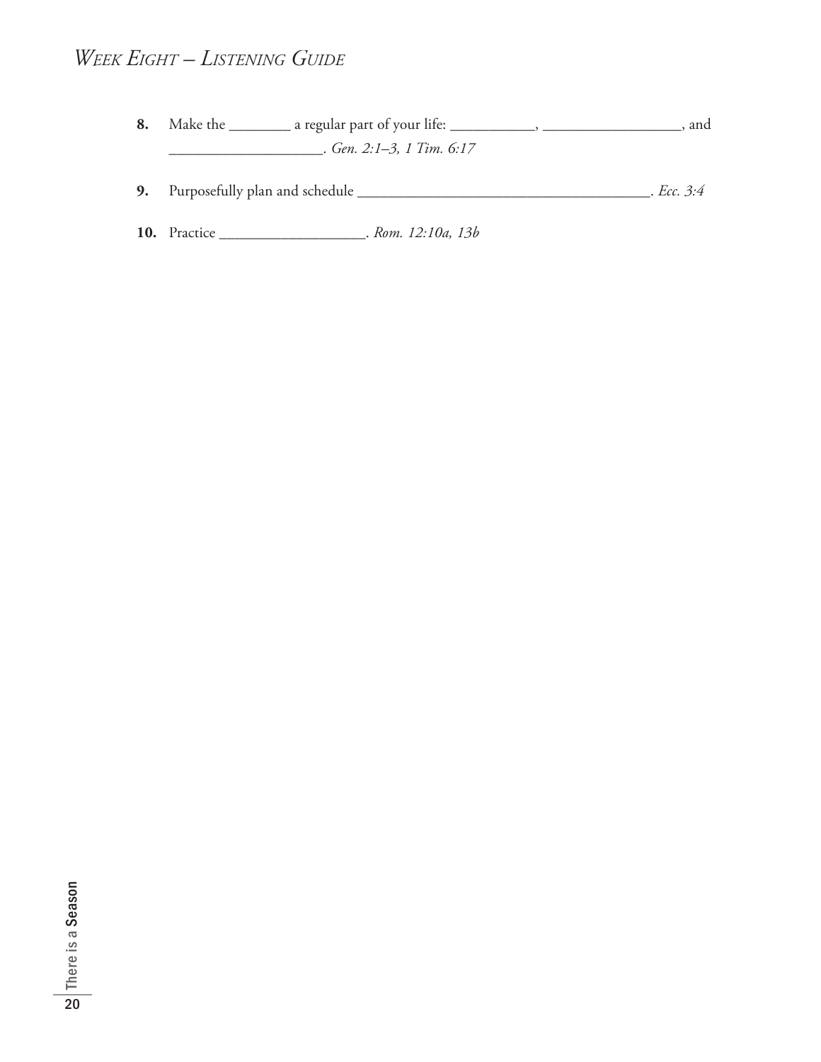*WEEK EIGHT – LISTENING GUIDE*

8. Make the ________ a regular part of your life: ___________, __________________, and ____________________. *Gen. 2:1–3, 1 Tim. 6:17*

9. Purposefully plan and schedule _______________________________________. *Ecc. 3:4*

10. Practice ___________________. *Rom. 12:10a, 13b*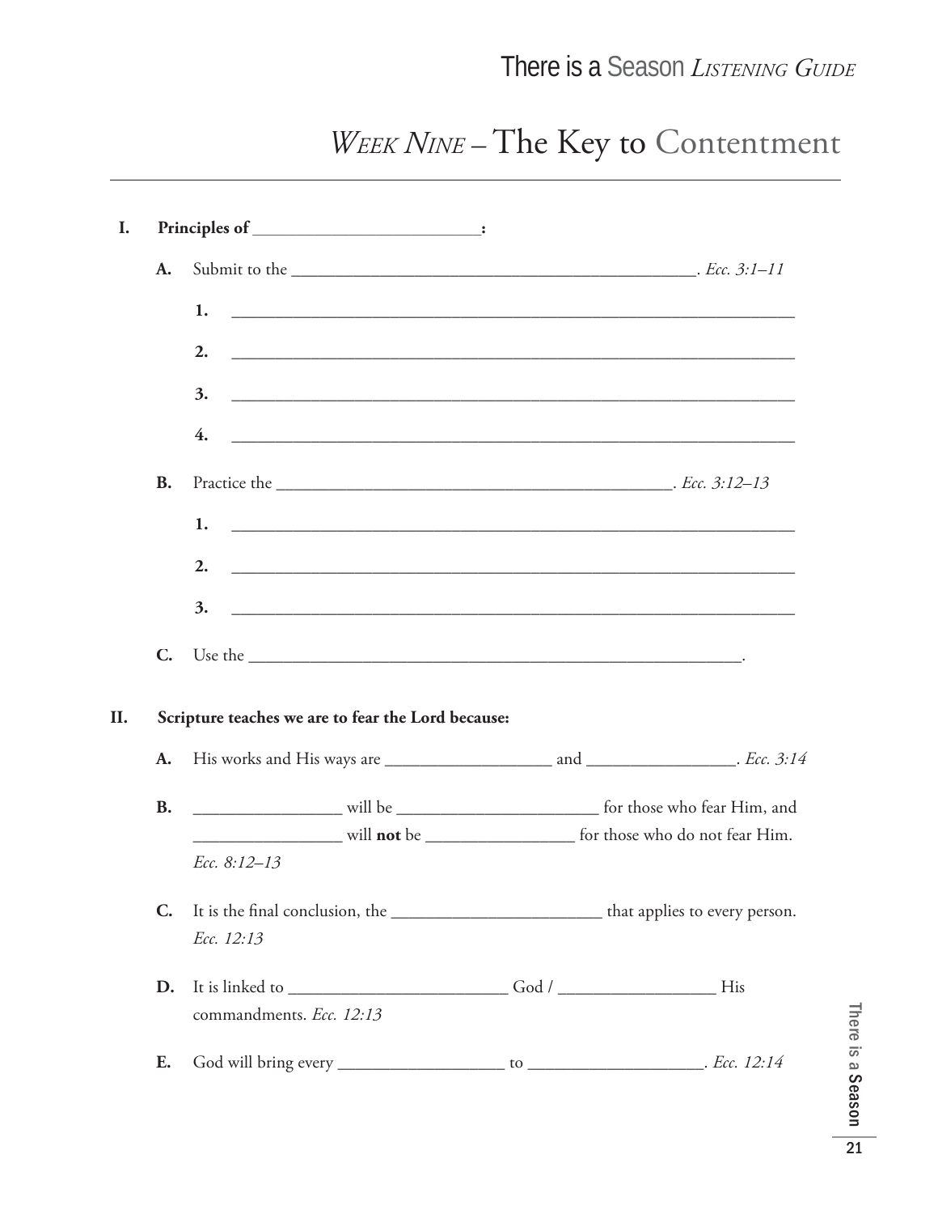# *Week Nine* – The Key to Contentment

**I. Principles of ________________________:**

**A.** Submit to the ____________________________________________. *Ecc. 3:1–11*

**1.** ____________________________________________________________

**2.** ____________________________________________________________

**3.** ____________________________________________________________

**4.** ____________________________________________________________

**B.** Practice the ____________________________________________. *Ecc. 3:12–13*

**1.** ____________________________________________________________

**2.** ____________________________________________________________

**3.** ____________________________________________________________

**C.** Use the ________________________________________________________.

**II. Scripture teaches we are to fear the Lord because:**

**A.** His works and His ways are __________________ and ________________. *Ecc. 3:14*

**B.** ________________ will be ______________________ for those who fear Him, and ________________ will **not** be ________________ for those who do not fear Him. *Ecc. 8:12–13*

**C.** It is the final conclusion, the _______________________ that applies to every person. *Ecc. 12:13*

**D.** It is linked to ________________________ God / _________________ His commandments. *Ecc. 12:13*

**E.** God will bring every __________________ to ___________________. *Ecc. 12:14*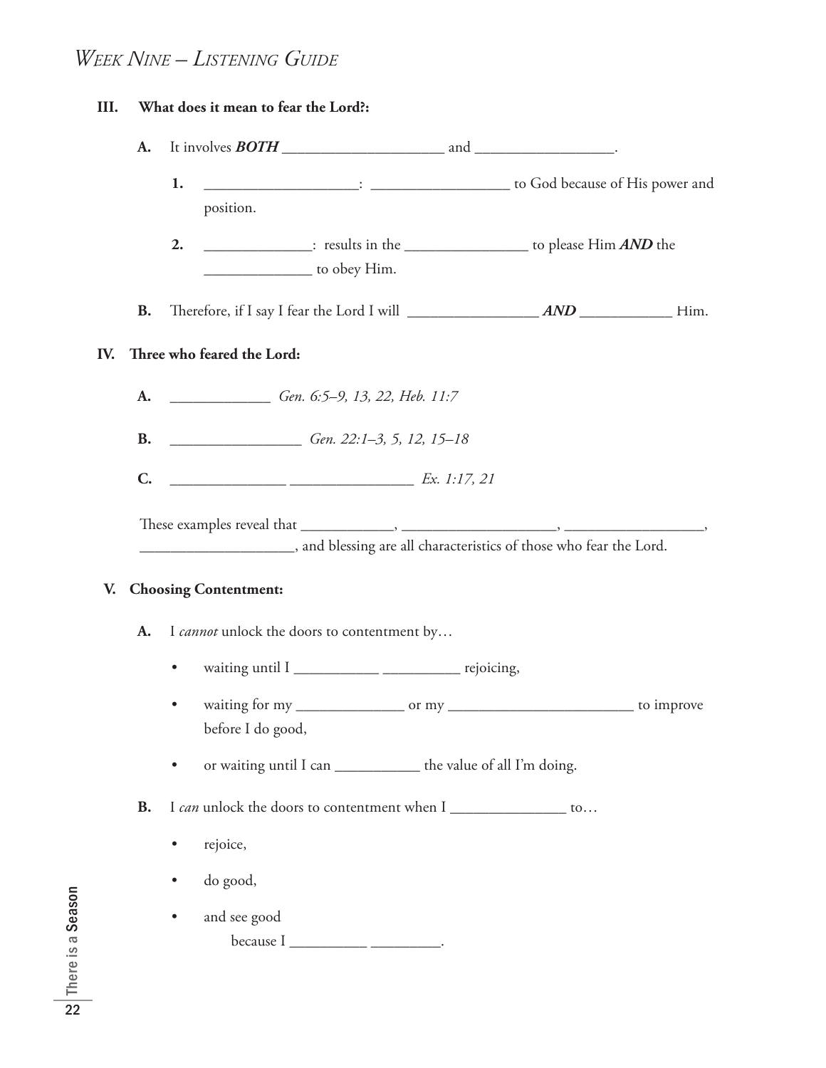# *Week Nine – Listening Guide*

**III. What does it mean to fear the Lord?:**

**A.** It involves ***BOTH*** _____________________ and __________________.

**1.** ____________________: __________________ to God because of His power and position.

**2.** ______________: results in the ________________ to please Him ***AND*** the ______________ to obey Him.

**B.** Therefore, if I say I fear the Lord I will _________________ ***AND*** ____________ Him.

**IV. Three who feared the Lord:**

**A.** _____________ *Gen. 6:5–9, 13, 22, Heb. 11:7*

**B.** _________________ *Gen. 22:1–3, 5, 12, 15–18*

**C.** _______________ ________________ *Ex. 1:17, 21*

These examples reveal that ____________, ____________________, __________________, ____________________, and blessing are all characteristics of those who fear the Lord.

**V. Choosing Contentment:**

**A.** I *cannot* unlock the doors to contentment by…

- waiting until I ___________ __________ rejoicing,
- waiting for my ______________ or my ________________________ to improve before I do good,
- or waiting until I can ___________ the value of all I'm doing.

**B.** I *can* unlock the doors to contentment when I _______________ to…

- rejoice,
- do good,
- and see good
  because I __________ _________.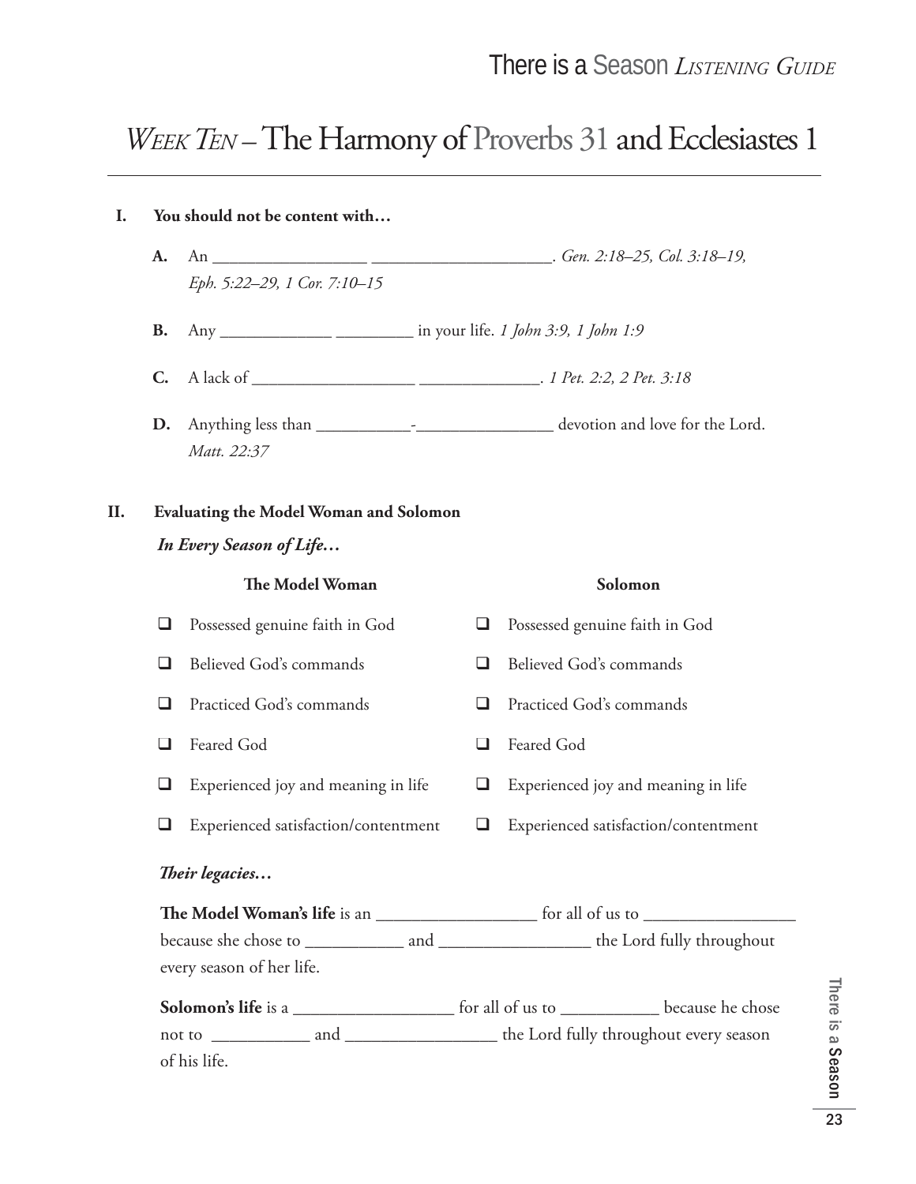# *Week Ten* – The Harmony of Proverbs 31 and Ecclesiastes 1

**I. You should not be content with…**

**A.** An __________________ _____________________. *Gen. 2:18–25, Col. 3:18–19, Eph. 5:22–29, 1 Cor. 7:10–15*

**B.** Any _____________ _________ in your life. *1 John 3:9, 1 John 1:9*

**C.** A lack of ___________________ ______________. *1 Pet. 2:2, 2 Pet. 3:18*

**D.** Anything less than ___________-________________ devotion and love for the Lord. *Matt. 22:37*

**II. Evaluating the Model Woman and Solomon**

***In Every Season of Life…***

| The Model Woman | Solomon |
| --- | --- |
| ❑ Possessed genuine faith in God | ❑ Possessed genuine faith in God |
| ❑ Believed God's commands | ❑ Believed God's commands |
| ❑ Practiced God's commands | ❑ Practiced God's commands |
| ❑ Feared God | ❑ Feared God |
| ❑ Experienced joy and meaning in life | ❑ Experienced joy and meaning in life |
| ❑ Experienced satisfaction/contentment | ❑ Experienced satisfaction/contentment |

***Their legacies…***

**The Model Woman's life** is an __________________ for all of us to _________________ because she chose to ___________ and _________________ the Lord fully throughout every season of her life.

**Solomon's life** is a __________________ for all of us to ___________ because he chose not to ___________ and _________________ the Lord fully throughout every season of his life.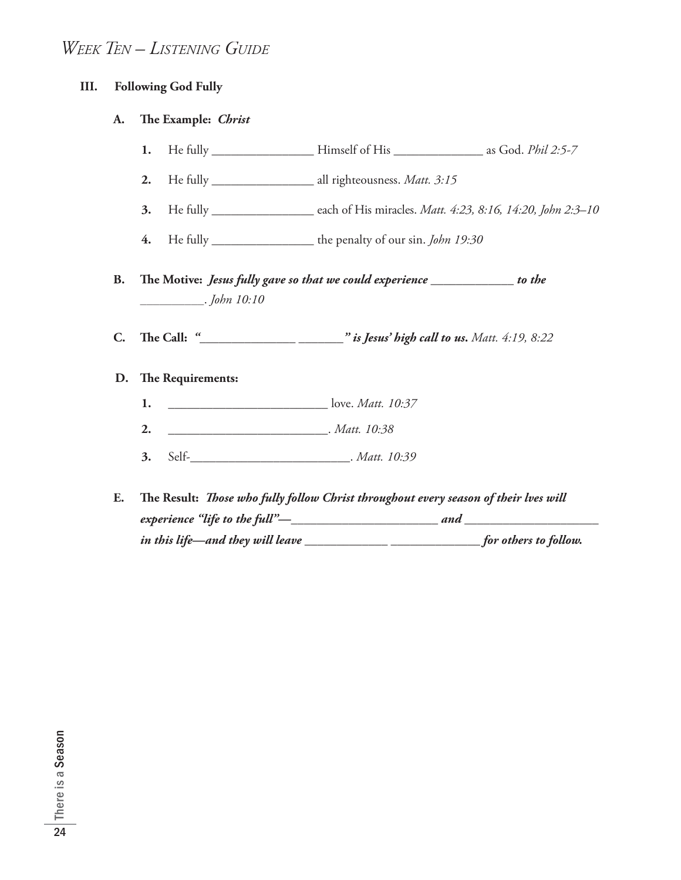# *Week Ten – Listening Guide*

**III. Following God Fully**

**A. The Example:** ***Christ***

1. He fully ________________ Himself of His ______________ as God. *Phil 2:5-7*
2. He fully ________________ all righteousness. *Matt. 3:15*
3. He fully ________________ each of His miracles. *Matt. 4:23, 8:16, 14:20, John 2:3–10*
4. He fully ________________ the penalty of our sin. *John 19:30*

**B. The Motive:** ***Jesus fully gave so that we could experience _____________ to the __________.*** *John 10:10*

**C. The Call:** ***"______________ _______" is Jesus' high call to us.*** *Matt. 4:19, 8:22*

**D. The Requirements:**

1. _________________________ love. *Matt. 10:37*
2. _________________________. *Matt. 10:38*
3. Self-_________________________. *Matt. 10:39*

**E. The Result:** ***Those who fully follow Christ throughout every season of their lves will experience "life to the full"—_______________________ and _____________________ in this life—and they will leave _____________ ______________ for others to follow.***